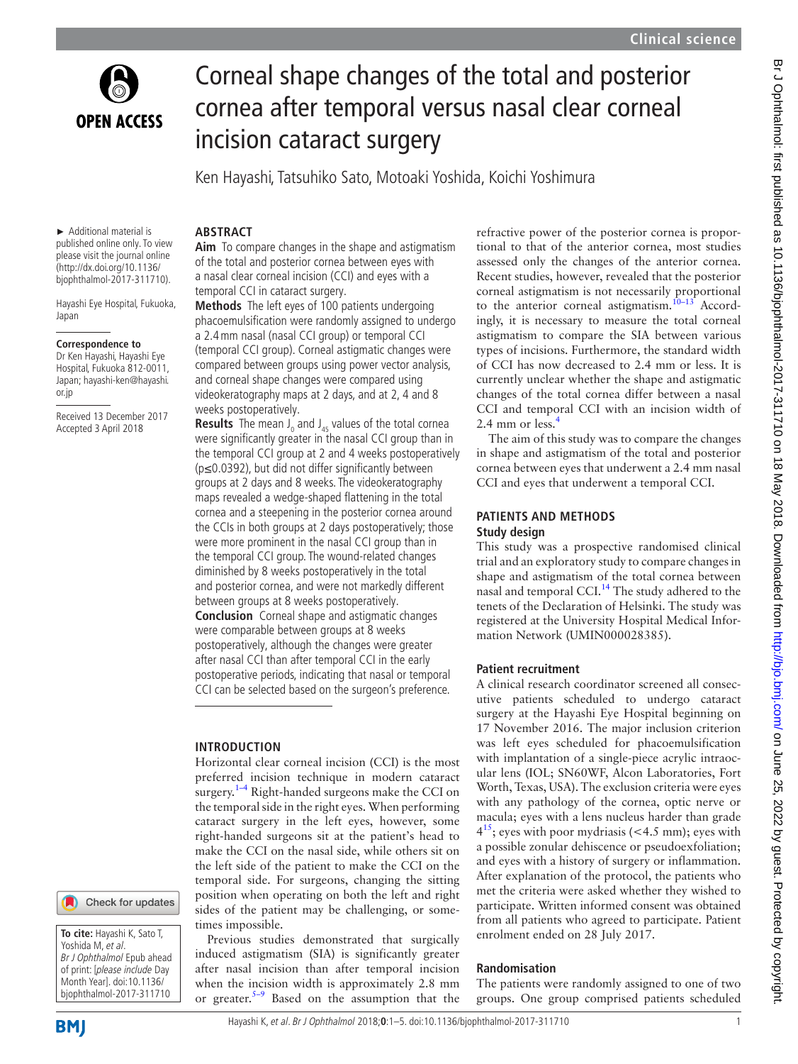# Corneal shape changes of the total and posterior cornea after temporal versus nasal clear corneal incision cataract surgery

Ken Hayashi, Tatsuhiko Sato, Motoaki Yoshida, Koichi Yoshimura

► Additional material is published online only. To view please visit the journal online (http://dx.doi.org/10.1136/bjophthalmol-2017-311710).

Hayashi Eye Hospital, Fukuoka, Japan

**Correspondence to**
Dr Ken Hayashi, Hayashi Eye Hospital, Fukuoka 812-0011, Japan; hayashi-ken@hayashi.or.jp

Received 13 December 2017
Accepted 3 April 2018

## ABSTRACT

**Aim** To compare changes in the shape and astigmatism of the total and posterior cornea between eyes with a nasal clear corneal incision (CCI) and eyes with a temporal CCI in cataract surgery.

**Methods** The left eyes of 100 patients undergoing phacoemulsification were randomly assigned to undergo a 2.4 mm nasal (nasal CCI group) or temporal CCI (temporal CCI group). Corneal astigmatic changes were compared between groups using power vector analysis, and corneal shape changes were compared using videokeratography maps at 2 days, and at 2, 4 and 8 weeks postoperatively.

**Results** The mean $J_0$ and $J_{45}$ values of the total cornea were significantly greater in the nasal CCI group than in the temporal CCI group at 2 and 4 weeks postoperatively ($p \leq 0.0392$), but did not differ significantly between groups at 2 days and 8 weeks. The videokeratography maps revealed a wedge-shaped flattening in the total cornea and a steepening in the posterior cornea around the CCIs in both groups at 2 days postoperatively; those were more prominent in the nasal CCI group than in the temporal CCI group. The wound-related changes diminished by 8 weeks postoperatively in the total and posterior cornea, and were not markedly different between groups at 8 weeks postoperatively.

**Conclusion** Corneal shape and astigmatic changes were comparable between groups at 8 weeks postoperatively, although the changes were greater after nasal CCI than after temporal CCI in the early postoperative periods, indicating that nasal or temporal CCI can be selected based on the surgeon's preference.

## INTRODUCTION

Horizontal clear corneal incision (CCI) is the most preferred incision technique in modern cataract surgery.[1–4] Right-handed surgeons make the CCI on the temporal side in the right eyes. When performing cataract surgery in the left eyes, however, some right-handed surgeons sit at the patient's head to make the CCI on the nasal side, while others sit on the left side of the patient to make the CCI on the temporal side. For surgeons, changing the sitting position when operating on both the left and right sides of the patient may be challenging, or sometimes impossible.

Previous studies demonstrated that surgically induced astigmatism (SIA) is significantly greater after nasal incision than after temporal incision when the incision width is approximately 2.8 mm or greater.[5–9] Based on the assumption that the refractive power of the posterior cornea is proportional to that of the anterior cornea, most studies assessed only the changes of the anterior cornea. Recent studies, however, revealed that the posterior corneal astigmatism is not necessarily proportional to the anterior corneal astigmatism.[10–13] Accordingly, it is necessary to measure the total corneal astigmatism to compare the SIA between various types of incisions. Furthermore, the standard width of CCI has now decreased to 2.4 mm or less. It is currently unclear whether the shape and astigmatic changes of the total cornea differ between a nasal CCI and temporal CCI with an incision width of 2.4 mm or less.[4]

The aim of this study was to compare the changes in shape and astigmatism of the total and posterior cornea between eyes that underwent a 2.4 mm nasal CCI and eyes that underwent a temporal CCI.

## PATIENTS AND METHODS

### Study design

This study was a prospective randomised clinical trial and an exploratory study to compare changes in shape and astigmatism of the total cornea between nasal and temporal CCI.[14] The study adhered to the tenets of the Declaration of Helsinki. The study was registered at the University Hospital Medical Information Network (UMIN000028385).

### Patient recruitment

A clinical research coordinator screened all consecutive patients scheduled to undergo cataract surgery at the Hayashi Eye Hospital beginning on 17 November 2016. The major inclusion criterion was left eyes scheduled for phacoemulsification with implantation of a single-piece acrylic intraocular lens (IOL; SN60WF, Alcon Laboratories, Fort Worth, Texas, USA). The exclusion criteria were eyes with any pathology of the cornea, optic nerve or macula; eyes with a lens nucleus harder than grade 4[15]; eyes with poor mydriasis (<4.5 mm); eyes with a possible zonular dehiscence or pseudoexfoliation; and eyes with a history of surgery or inflammation. After explanation of the protocol, the patients who met the criteria were asked whether they wished to participate. Written informed consent was obtained from all patients who agreed to participate. Patient enrolment ended on 28 July 2017.

### Randomisation

The patients were randomly assigned to one of two groups. One group comprised patients scheduled

**To cite:** Hayashi K, Sato T, Yoshida M, *et al*. *Br J Ophthalmol* Epub ahead of print: [*please include* Day Month Year]. doi:10.1136/bjophthalmol-2017-311710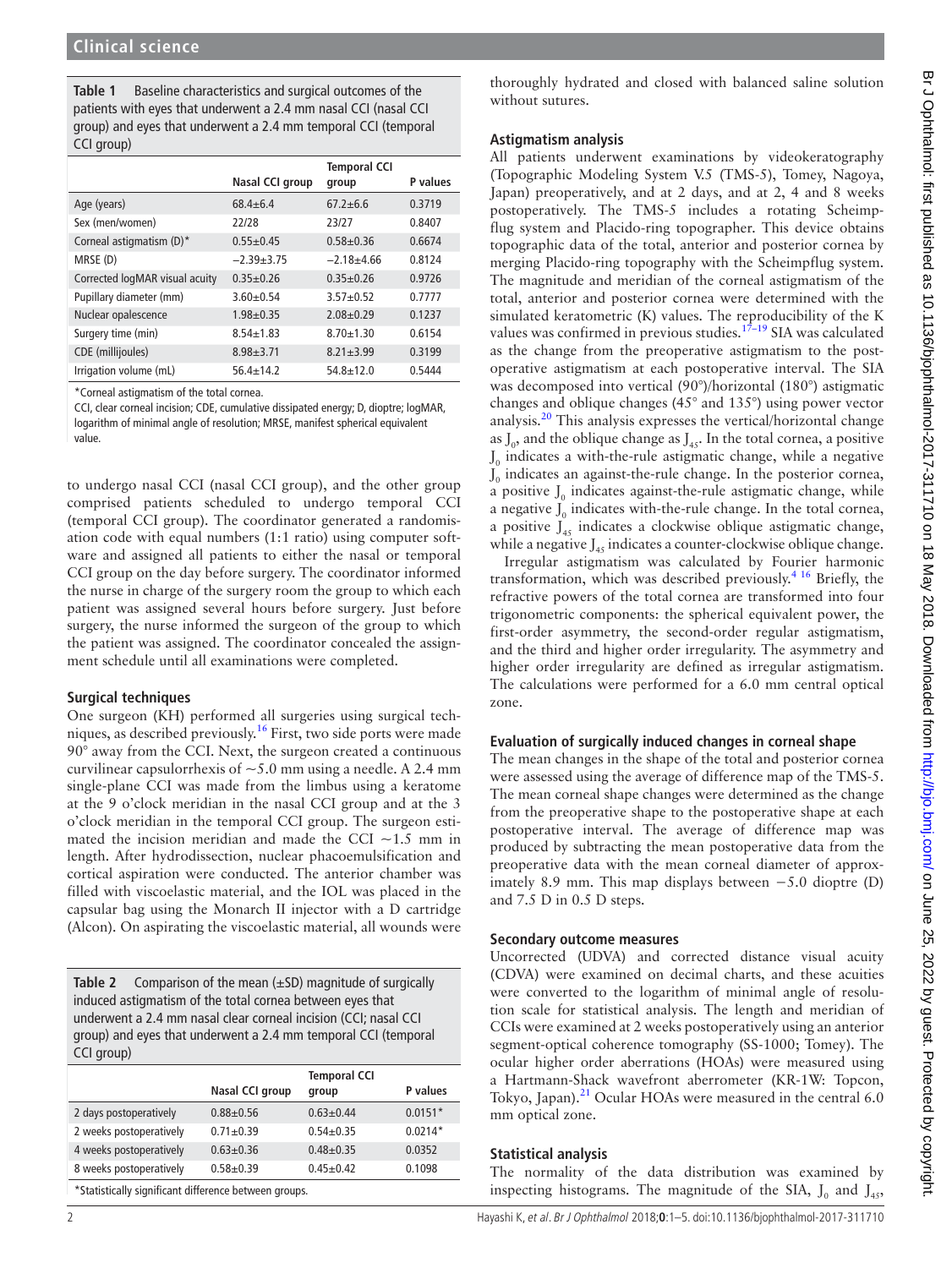**Table 1** Baseline characteristics and surgical outcomes of the patients with eyes that underwent a 2.4 mm nasal CCI (nasal CCI group) and eyes that underwent a 2.4 mm temporal CCI (temporal CCI group)

| | Nasal CCI group | Temporal CCI group | P values |
|---|---|---|---|
| Age (years) | 68.4±6.4 | 67.2±6.6 | 0.3719 |
| Sex (men/women) | 22/28 | 23/27 | 0.8407 |
| Corneal astigmatism (D)* | 0.55±0.45 | 0.58±0.36 | 0.6674 |
| MRSE (D) | −2.39±3.75 | −2.18±4.66 | 0.8124 |
| Corrected logMAR visual acuity | 0.35±0.26 | 0.35±0.26 | 0.9726 |
| Pupillary diameter (mm) | 3.60±0.54 | 3.57±0.52 | 0.7777 |
| Nuclear opalescence | 1.98±0.35 | 2.08±0.29 | 0.1237 |
| Surgery time (min) | 8.54±1.83 | 8.70±1.30 | 0.6154 |
| CDE (millijoules) | 8.98±3.71 | 8.21±3.99 | 0.3199 |
| Irrigation volume (mL) | 56.4±14.2 | 54.8±12.0 | 0.5444 |

*Corneal astigmatism of the total cornea.

CCI, clear corneal incision; CDE, cumulative dissipated energy; D, dioptre; logMAR, logarithm of minimal angle of resolution; MRSE, manifest spherical equivalent value.

to undergo nasal CCI (nasal CCI group), and the other group comprised patients scheduled to undergo temporal CCI (temporal CCI group). The coordinator generated a randomisation code with equal numbers (1:1 ratio) using computer software and assigned all patients to either the nasal or temporal CCI group on the day before surgery. The coordinator informed the nurse in charge of the surgery room the group to which each patient was assigned several hours before surgery. Just before surgery, the nurse informed the surgeon of the group to which the patient was assigned. The coordinator concealed the assignment schedule until all examinations were completed.

### Surgical techniques

One surgeon (KH) performed all surgeries using surgical techniques, as described previously.[16] First, two side ports were made 90° away from the CCI. Next, the surgeon created a continuous curvilinear capsulorrhexis of ~5.0 mm using a needle. A 2.4 mm single-plane CCI was made from the limbus using a keratome at the 9 o'clock meridian in the nasal CCI group and at the 3 o'clock meridian in the temporal CCI group. The surgeon estimated the incision meridian and made the CCI ~1.5 mm in length. After hydrodissection, nuclear phacoemulsification and cortical aspiration were conducted. The anterior chamber was filled with viscoelastic material, and the IOL was placed in the capsular bag using the Monarch II injector with a D cartridge (Alcon). On aspirating the viscoelastic material, all wounds were thoroughly hydrated and closed with balanced saline solution without sutures.

**Table 2** Comparison of the mean (±SD) magnitude of surgically induced astigmatism of the total cornea between eyes that underwent a 2.4 mm nasal clear corneal incision (CCI; nasal CCI group) and eyes that underwent a 2.4 mm temporal CCI (temporal CCI group)

| | Nasal CCI group | Temporal CCI group | P values |
|---|---|---|---|
| 2 days postoperatively | 0.88±0.56 | 0.63±0.44 | 0.0151* |
| 2 weeks postoperatively | 0.71±0.39 | 0.54±0.35 | 0.0214* |
| 4 weeks postoperatively | 0.63±0.36 | 0.48±0.35 | 0.0352 |
| 8 weeks postoperatively | 0.58±0.39 | 0.45±0.42 | 0.1098 |

*Statistically significant difference between groups.

### Astigmatism analysis

All patients underwent examinations by videokeratography (Topographic Modeling System V.5 (TMS-5), Tomey, Nagoya, Japan) preoperatively, and at 2 days, and at 2, 4 and 8 weeks postoperatively. The TMS-5 includes a rotating Scheimpflug system and Placido-ring topographer. This device obtains topographic data of the total, anterior and posterior cornea by merging Placido-ring topography with the Scheimpflug system. The magnitude and meridian of the corneal astigmatism of the total, anterior and posterior cornea were determined with the simulated keratometric (K) values. The reproducibility of the K values was confirmed in previous studies.[17–19] SIA was calculated as the change from the preoperative astigmatism to the postoperative astigmatism at each postoperative interval. The SIA was decomposed into vertical (90°)/horizontal (180°) astigmatic changes and oblique changes (45° and 135°) using power vector analysis.[20] This analysis expresses the vertical/horizontal change as $J_0$, and the oblique change as $J_{45}$. In the total cornea, a positive $J_0$ indicates a with-the-rule astigmatic change, while a negative $J_0$ indicates an against-the-rule change. In the posterior cornea, a positive $J_0$ indicates against-the-rule astigmatic change, while a negative $J_0$ indicates with-the-rule change. In the total cornea, a positive $J_{45}$ indicates a clockwise oblique astigmatic change, while a negative $J_{45}$ indicates a counter-clockwise oblique change.

Irregular astigmatism was calculated by Fourier harmonic transformation, which was described previously.[4 16] Briefly, the refractive powers of the total cornea are transformed into four trigonometric components: the spherical equivalent power, the first-order asymmetry, the second-order regular astigmatism, and the third and higher order irregularity. The asymmetry and higher order irregularity are defined as irregular astigmatism. The calculations were performed for a 6.0 mm central optical zone.

### Evaluation of surgically induced changes in corneal shape

The mean changes in the shape of the total and posterior cornea were assessed using the average of difference map of the TMS-5. The mean corneal shape changes were determined as the change from the preoperative shape to the postoperative shape at each postoperative interval. The average of difference map was produced by subtracting the mean postoperative data from the preoperative data with the mean corneal diameter of approximately 8.9 mm. This map displays between −5.0 dioptre (D) and 7.5 D in 0.5 D steps.

### Secondary outcome measures

Uncorrected (UDVA) and corrected distance visual acuity (CDVA) were examined on decimal charts, and these acuities were converted to the logarithm of minimal angle of resolution scale for statistical analysis. The length and meridian of CCIs were examined at 2 weeks postoperatively using an anterior segment-optical coherence tomography (SS-1000; Tomey). The ocular higher order aberrations (HOAs) were measured using a Hartmann-Shack wavefront aberrometer (KR-1W: Topcon, Tokyo, Japan).[21] Ocular HOAs were measured in the central 6.0 mm optical zone.

### Statistical analysis

The normality of the data distribution was examined by inspecting histograms. The magnitude of the SIA, $J_0$ and $J_{45}$,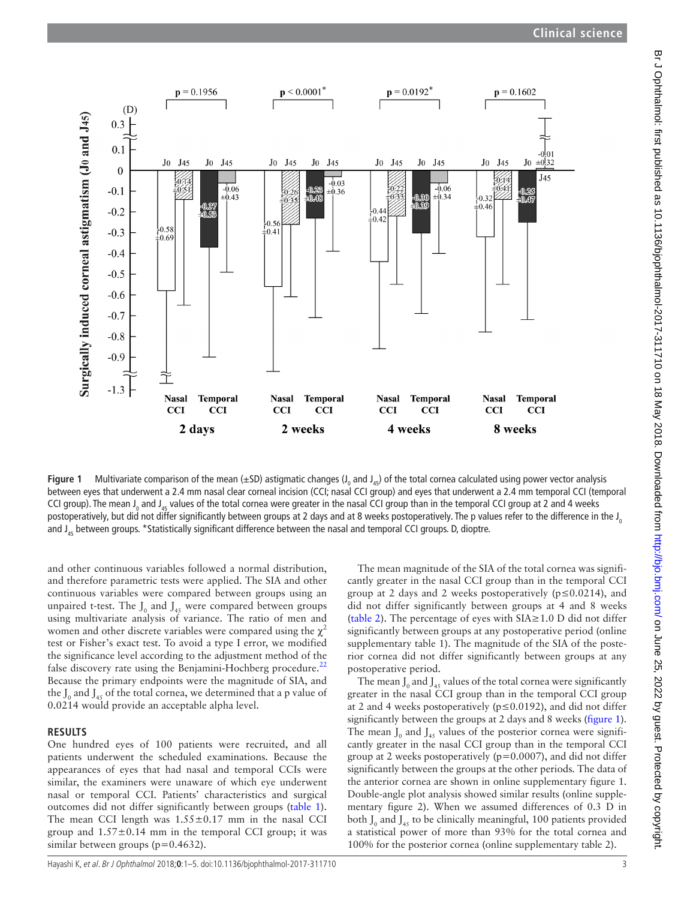**Figure 1** Multivariate comparison of the mean (±SD) astigmatic changes ($J_0$ and $J_{45}$) of the total cornea calculated using power vector analysis between eyes that underwent a 2.4 mm nasal clear corneal incision (CCI; nasal CCI group) and eyes that underwent a 2.4 mm temporal CCI (temporal CCI group). The mean $J_0$ and $J_{45}$ values of the total cornea were greater in the nasal CCI group than in the temporal CCI group at 2 and 4 weeks postoperatively, but did not differ significantly between groups at 2 days and at 8 weeks postoperatively. The p values refer to the difference in the $J_0$ and $J_{45}$ between groups. *Statistically significant difference between the nasal and temporal CCI groups. D, dioptre.

and other continuous variables followed a normal distribution, and therefore parametric tests were applied. The SIA and other continuous variables were compared between groups using an unpaired t-test. The $J_0$ and $J_{45}$ were compared between groups using multivariate analysis of variance. The ratio of men and women and other discrete variables were compared using the $\chi^2$ test or Fisher's exact test. To avoid a type I error, we modified the significance level according to the adjustment method of the false discovery rate using the Benjamini-Hochberg procedure.[22] Because the primary endpoints were the magnitude of SIA, and the $J_0$ and $J_{45}$ of the total cornea, we determined that a p value of 0.0214 would provide an acceptable alpha level.

## RESULTS

One hundred eyes of 100 patients were recruited, and all patients underwent the scheduled examinations. Because the appearances of eyes that had nasal and temporal CCIs were similar, the examiners were unaware of which eye underwent nasal or temporal CCI. Patients' characteristics and surgical outcomes did not differ significantly between groups (table 1). The mean CCI length was 1.55±0.17 mm in the nasal CCI group and 1.57±0.14 mm in the temporal CCI group; it was similar between groups (p=0.4632).

The mean magnitude of the SIA of the total cornea was significantly greater in the nasal CCI group than in the temporal CCI group at 2 days and 2 weeks postoperatively (p≤0.0214), and did not differ significantly between groups at 4 and 8 weeks (table 2). The percentage of eyes with SIA≥1.0 D did not differ significantly between groups at any postoperative period (online supplementary table 1). The magnitude of the SIA of the posterior cornea did not differ significantly between groups at any postoperative period.

The mean $J_0$ and $J_{45}$ values of the total cornea were significantly greater in the nasal CCI group than in the temporal CCI group at 2 and 4 weeks postoperatively (p≤0.0192), and did not differ significantly between the groups at 2 days and 8 weeks (figure 1). The mean $J_0$ and $J_{45}$ values of the posterior cornea were significantly greater in the nasal CCI group than in the temporal CCI group at 2 weeks postoperatively (p=0.0007), and did not differ significantly between the groups at the other periods. The data of the anterior cornea are shown in online supplementary figure 1. Double-angle plot analysis showed similar results (online supplementary figure 2). When we assumed differences of 0.3 D in both $J_0$ and $J_{45}$ to be clinically meaningful, 100 patients provided a statistical power of more than 93% for the total cornea and 100% for the posterior cornea (online supplementary table 2).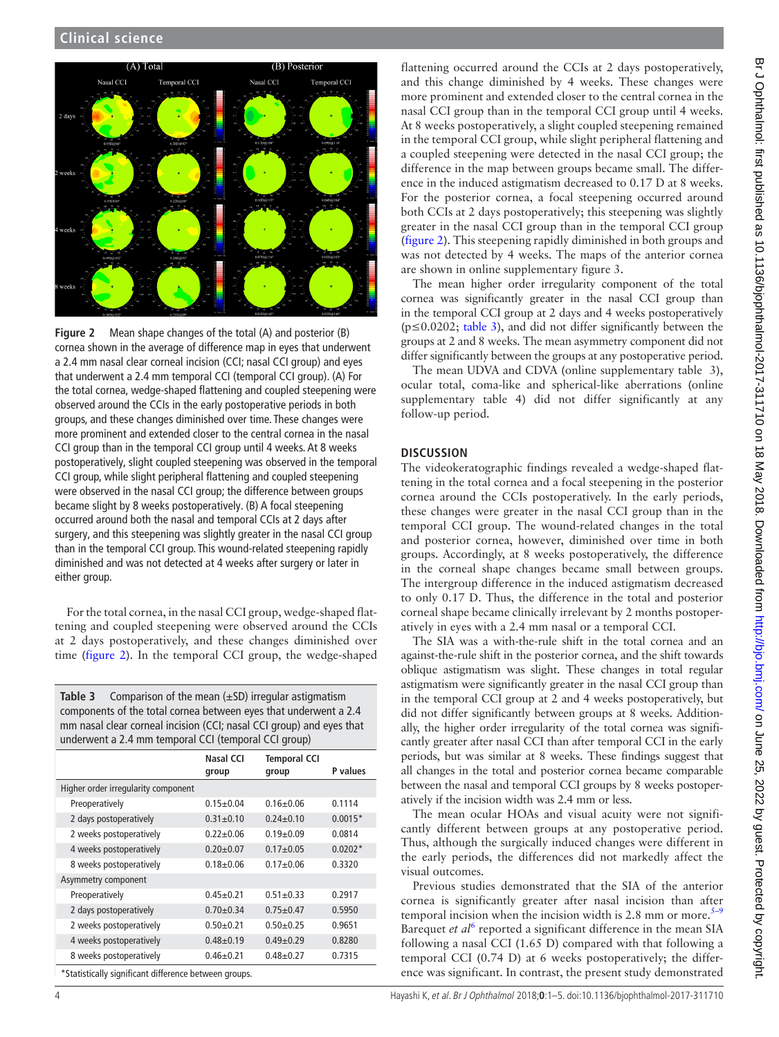Figure 2 Mean shape changes of the total (A) and posterior (B) cornea shown in the average of difference map in eyes that underwent a 2.4 mm nasal clear corneal incision (CCI; nasal CCI group) and eyes that underwent a 2.4 mm temporal CCI (temporal CCI group). (A) For the total cornea, wedge-shaped flattening and coupled steepening were observed around the CCIs in the early postoperative periods in both groups, and these changes diminished over time. These changes were more prominent and extended closer to the central cornea in the nasal CCI group than in the temporal CCI group until 4 weeks. At 8 weeks postoperatively, slight coupled steepening was observed in the temporal CCI group, while slight peripheral flattening and coupled steepening were observed in the nasal CCI group; the difference between groups became slight by 8 weeks postoperatively. (B) A focal steepening occurred around both the nasal and temporal CCIs at 2 days after surgery, and this steepening was slightly greater in the nasal CCI group than in the temporal CCI group. This wound-related steepening rapidly diminished and was not detected at 4 weeks after surgery or later in either group.

For the total cornea, in the nasal CCI group, wedge-shaped flattening and coupled steepening were observed around the CCIs at 2 days postoperatively, and these changes diminished over time (figure 2). In the temporal CCI group, the wedge-shaped flattening occurred around the CCIs at 2 days postoperatively, and this change diminished by 4 weeks. These changes were more prominent and extended closer to the central cornea in the nasal CCI group than in the temporal CCI group until 4 weeks. At 8 weeks postoperatively, a slight coupled steepening remained in the temporal CCI group, while slight peripheral flattening and a coupled steepening were detected in the nasal CCI group; the difference in the map between groups became small. The difference in the induced astigmatism decreased to 0.17 D at 8 weeks. For the posterior cornea, a focal steepening occurred around both CCIs at 2 days postoperatively; this steepening was slightly greater in the nasal CCI group than in the temporal CCI group (figure 2). This steepening rapidly diminished in both groups and was not detected by 4 weeks. The maps of the anterior cornea are shown in online supplementary figure 3.

The mean higher order irregularity component of the total cornea was significantly greater in the nasal CCI group than in the temporal CCI group at 2 days and 4 weeks postoperatively ($p \leq 0.0202$; table 3), and did not differ significantly between the groups at 2 and 8 weeks. The mean asymmetry component did not differ significantly between the groups at any postoperative period.

The mean UDVA and CDVA (online supplementary table 3), ocular total, coma-like and spherical-like aberrations (online supplementary table 4) did not differ significantly at any follow-up period.

**Table 3** Comparison of the mean (±SD) irregular astigmatism components of the total cornea between eyes that underwent a 2.4 mm nasal clear corneal incision (CCI; nasal CCI group) and eyes that underwent a 2.4 mm temporal CCI (temporal CCI group)

| | Nasal CCI group | Temporal CCI group | P values |
|---|---|---|---|
| Higher order irregularity component | | | |
| Preoperatively | 0.15±0.04 | 0.16±0.06 | 0.1114 |
| 2 days postoperatively | 0.31±0.10 | 0.24±0.10 | 0.0015* |
| 2 weeks postoperatively | 0.22±0.06 | 0.19±0.09 | 0.0814 |
| 4 weeks postoperatively | 0.20±0.07 | 0.17±0.05 | 0.0202* |
| 8 weeks postoperatively | 0.18±0.06 | 0.17±0.06 | 0.3320 |
| Asymmetry component | | | |
| Preoperatively | 0.45±0.21 | 0.51±0.33 | 0.2917 |
| 2 days postoperatively | 0.70±0.34 | 0.75±0.47 | 0.5950 |
| 2 weeks postoperatively | 0.50±0.21 | 0.50±0.25 | 0.9651 |
| 4 weeks postoperatively | 0.48±0.19 | 0.49±0.29 | 0.8280 |
| 8 weeks postoperatively | 0.46±0.21 | 0.48±0.27 | 0.7315 |

*Statistically significant difference between groups.

## DISCUSSION

The videokeratographic findings revealed a wedge-shaped flattening in the total cornea and a focal steepening in the posterior cornea around the CCIs postoperatively. In the early periods, these changes were greater in the nasal CCI group than in the temporal CCI group. The wound-related changes in the total and posterior cornea, however, diminished over time in both groups. Accordingly, at 8 weeks postoperatively, the difference in the corneal shape changes became small between groups. The intergroup difference in the induced astigmatism decreased to only 0.17 D. Thus, the difference in the total and posterior corneal shape became clinically irrelevant by 2 months postoperatively in eyes with a 2.4 mm nasal or a temporal CCI.

The SIA was a with-the-rule shift in the total cornea and an against-the-rule shift in the posterior cornea, and the shift towards oblique astigmatism was slight. These changes in total regular astigmatism were significantly greater in the nasal CCI group than in the temporal CCI group at 2 and 4 weeks postoperatively, but did not differ significantly between groups at 8 weeks. Additionally, the higher order irregularity of the total cornea was significantly greater after nasal CCI than after temporal CCI in the early periods, but was similar at 8 weeks. These findings suggest that all changes in the total and posterior cornea became comparable between the nasal and temporal CCI groups by 8 weeks postoperatively if the incision width was 2.4 mm or more.

The mean ocular HOAs and visual acuity were not significantly different between groups at any postoperative period. Thus, although the surgically induced changes were different in the early periods, the differences did not markedly affect the visual outcomes.

Previous studies demonstrated that the SIA of the anterior cornea is significantly greater after nasal incision than after temporal incision when the incision width is 2.8 mm or more.[5–9] Barequet *et al*[6] reported a significant difference in the mean SIA following a nasal CCI (1.65 D) compared with that following a temporal CCI (0.74 D) at 6 weeks postoperatively; the difference was significant. In contrast, the present study demonstrated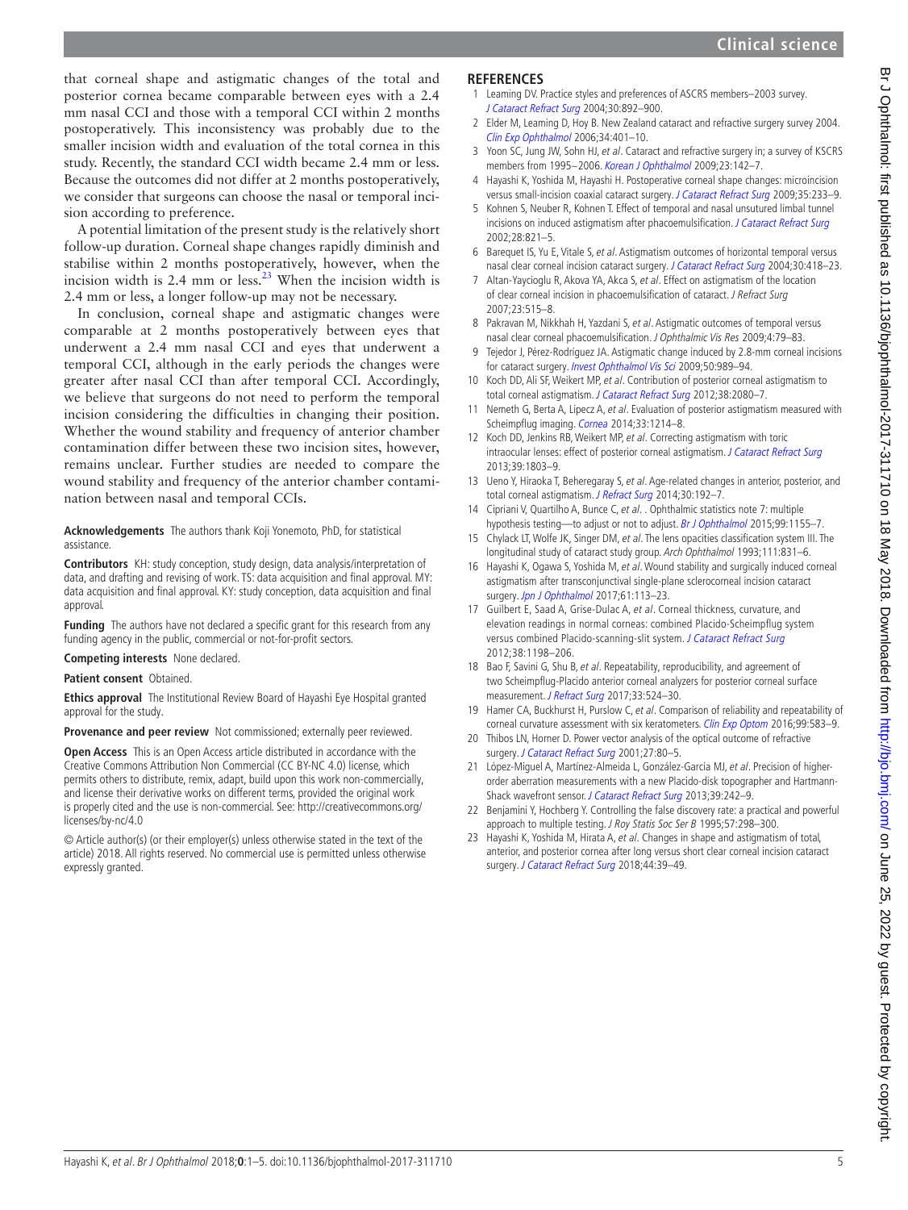that corneal shape and astigmatic changes of the total and posterior cornea became comparable between eyes with a 2.4 mm nasal CCI and those with a temporal CCI within 2 months postoperatively. This inconsistency was probably due to the smaller incision width and evaluation of the total cornea in this study. Recently, the standard CCI width became 2.4 mm or less. Because the outcomes did not differ at 2 months postoperatively, we consider that surgeons can choose the nasal or temporal incision according to preference.

A potential limitation of the present study is the relatively short follow-up duration. Corneal shape changes rapidly diminish and stabilise within 2 months postoperatively, however, when the incision width is 2.4 mm or less.[23] When the incision width is 2.4 mm or less, a longer follow-up may not be necessary.

In conclusion, corneal shape and astigmatic changes were comparable at 2 months postoperatively between eyes that underwent a 2.4 mm nasal CCI and eyes that underwent a temporal CCI, although in the early periods the changes were greater after nasal CCI than after temporal CCI. Accordingly, we believe that surgeons do not need to perform the temporal incision considering the difficulties in changing their position. Whether the wound stability and frequency of anterior chamber contamination differ between these two incision sites, however, remains unclear. Further studies are needed to compare the wound stability and frequency of the anterior chamber contamination between nasal and temporal CCIs.

**Acknowledgements** The authors thank Koji Yonemoto, PhD, for statistical assistance.

**Contributors** KH: study conception, study design, data analysis/interpretation of data, and drafting and revising of work. TS: data acquisition and final approval. MY: data acquisition and final approval. KY: study conception, data acquisition and final approval.

**Funding** The authors have not declared a specific grant for this research from any funding agency in the public, commercial or not-for-profit sectors.

**Competing interests** None declared.

**Patient consent** Obtained.

**Ethics approval** The Institutional Review Board of Hayashi Eye Hospital granted approval for the study.

**Provenance and peer review** Not commissioned; externally peer reviewed.

**Open Access** This is an Open Access article distributed in accordance with the Creative Commons Attribution Non Commercial (CC BY-NC 4.0) license, which permits others to distribute, remix, adapt, build upon this work non-commercially, and license their derivative works on different terms, provided the original work is properly cited and the use is non-commercial. See: http://creativecommons.org/licenses/by-nc/4.0

© Article author(s) (or their employer(s) unless otherwise stated in the text of the article) 2018. All rights reserved. No commercial use is permitted unless otherwise expressly granted.

## REFERENCES

1. Leaming DV. Practice styles and preferences of ASCRS members–2003 survey. *J Cataract Refract Surg* 2004;30:892–900.
2. Elder M, Leaming D, Hoy B. New Zealand cataract and refractive surgery survey 2004. *Clin Exp Ophthalmol* 2006;34:401–10.
3. Yoon SC, Jung JW, Sohn HJ, *et al*. Cataract and refractive surgery in; a survey of KSCRS members from 1995–2006. *Korean J Ophthalmol* 2009;23:142–7.
4. Hayashi K, Yoshida M, Hayashi H. Postoperative corneal shape changes: microincision versus small-incision coaxial cataract surgery. *J Cataract Refract Surg* 2009;35:233–9.
5. Kohnen S, Neuber R, Kohnen T. Effect of temporal and nasal unsutured limbal tunnel incisions on induced astigmatism after phacoemulsification. *J Cataract Refract Surg* 2002;28:821–5.
6. Barequet IS, Yu E, Vitale S, *et al*. Astigmatism outcomes of horizontal temporal versus nasal clear corneal incision cataract surgery. *J Cataract Refract Surg* 2004;30:418–23.
7. Altan-Yaycioglu R, Akova YA, Akca S, *et al*. Effect on astigmatism of the location of clear corneal incision in phacoemulsification of cataract. *J Refract Surg* 2007;23:515–8.
8. Pakravan M, Nikkhah H, Yazdani S, *et al*. Astigmatic outcomes of temporal versus nasal clear corneal phacoemulsification. *J Ophthalmic Vis Res* 2009;4:79–83.
9. Tejedor J, Pérez-Rodríguez JA. Astigmatic change induced by 2.8-mm corneal incisions for cataract surgery. *Invest Ophthalmol Vis Sci* 2009;50:989–94.
10. Koch DD, Ali SF, Weikert MP, *et al*. Contribution of posterior corneal astigmatism to total corneal astigmatism. *J Cataract Refract Surg* 2012;38:2080–7.
11. Nemeth G, Berta A, Lipecz A, *et al*. Evaluation of posterior astigmatism measured with Scheimpflug imaging. *Cornea* 2014;33:1214–8.
12. Koch DD, Jenkins RB, Weikert MP, *et al*. Correcting astigmatism with toric intraocular lenses: effect of posterior corneal astigmatism. *J Cataract Refract Surg* 2013;39:1803–9.
13. Ueno Y, Hiraoka T, Beheregaray S, *et al*. Age-related changes in anterior, posterior, and total corneal astigmatism. *J Refract Surg* 2014;30:192–7.
14. Cipriani V, Quartilho A, Bunce C, *et al*. . Ophthalmic statistics note 7: multiple hypothesis testing—to adjust or not to adjust. *Br J Ophthalmol* 2015;99:1155–7.
15. Chylack LT, Wolfe JK, Singer DM, *et al*. The lens opacities classification system III. The longitudinal study of cataract study group. *Arch Ophthalmol* 1993;111:831–6.
16. Hayashi K, Ogawa S, Yoshida M, *et al*. Wound stability and surgically induced corneal astigmatism after transconjunctival single-plane sclerocorneal incision cataract surgery. *Jpn J Ophthalmol* 2017;61:113–23.
17. Guilbert E, Saad A, Grise-Dulac A, *et al*. Corneal thickness, curvature, and elevation readings in normal corneas: combined Placido-Scheimpflug system versus combined Placido-scanning-slit system. *J Cataract Refract Surg* 2012;38:1198–206.
18. Bao F, Savini G, Shu B, *et al*. Repeatability, reproducibility, and agreement of two Scheimpflug-Placido anterior corneal analyzers for posterior corneal surface measurement. *J Refract Surg* 2017;33:524–30.
19. Hamer CA, Buckhurst H, Purslow C, *et al*. Comparison of reliability and repeatability of corneal curvature assessment with six keratometers. *Clin Exp Optom* 2016;99:583–9.
20. Thibos LN, Horner D. Power vector analysis of the optical outcome of refractive surgery. *J Cataract Refract Surg* 2001;27:80–5.
21. López-Miguel A, Martínez-Almeida L, González-García MJ, *et al*. Precision of higher-order aberration measurements with a new Placido-disk topographer and Hartmann-Shack wavefront sensor. *J Cataract Refract Surg* 2013;39:242–9.
22. Benjamini Y, Hochberg Y. Controlling the false discovery rate: a practical and powerful approach to multiple testing. *J Roy Statis Soc Ser B* 1995;57:298–300.
23. Hayashi K, Yoshida M, Hirata A, *et al*. Changes in shape and astigmatism of total, anterior, and posterior cornea after long versus short clear corneal incision cataract surgery. *J Cataract Refract Surg* 2018;44:39–49.